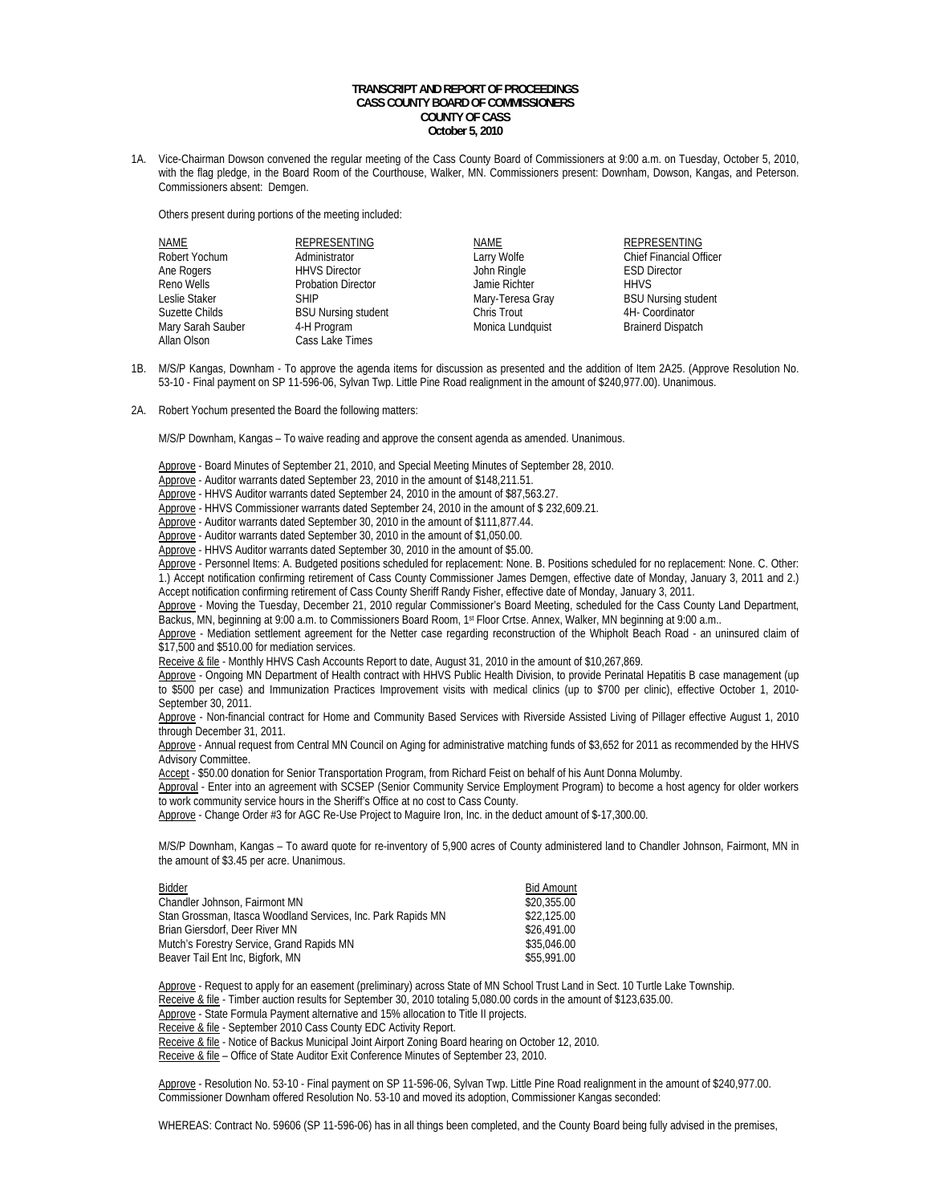**TRANSCRIPT AND REPORT OF PROCEEDINGS**
**CASS COUNTY BOARD OF COMMISSIONERS**
**COUNTY OF CASS**
**October 5, 2010**

1A. Vice-Chairman Dowson convened the regular meeting of the Cass County Board of Commissioners at 9:00 a.m. on Tuesday, October 5, 2010, with the flag pledge, in the Board Room of the Courthouse, Walker, MN. Commissioners present: Downham, Dowson, Kangas, and Peterson. Commissioners absent: Demgen.

Others present during portions of the meeting included:

| NAME | REPRESENTING | NAME | REPRESENTING |
|---|---|---|---|
| Robert Yochum | Administrator | Larry Wolfe | Chief Financial Officer |
| Ane Rogers | HHVS Director | John Ringle | ESD Director |
| Reno Wells | Probation Director | Jamie Richter | HHVS |
| Leslie Staker | SHIP | Mary-Teresa Gray | BSU Nursing student |
| Suzette Childs | BSU Nursing student | Chris Trout | 4H- Coordinator |
| Mary Sarah Sauber | 4-H Program | Monica Lundquist | Brainerd Dispatch |
| Allan Olson | Cass Lake Times | | |

1B. M/S/P Kangas, Downham - To approve the agenda items for discussion as presented and the addition of Item 2A25. (Approve Resolution No. 53-10 - Final payment on SP 11-596-06, Sylvan Twp. Little Pine Road realignment in the amount of $240,977.00). Unanimous.

2A. Robert Yochum presented the Board the following matters:

M/S/P Downham, Kangas – To waive reading and approve the consent agenda as amended. Unanimous.

Approve - Board Minutes of September 21, 2010, and Special Meeting Minutes of September 28, 2010.
Approve - Auditor warrants dated September 23, 2010 in the amount of $148,211.51.
Approve - HHVS Auditor warrants dated September 24, 2010 in the amount of $87,563.27.
Approve - HHVS Commissioner warrants dated September 24, 2010 in the amount of $ 232,609.21.
Approve - Auditor warrants dated September 30, 2010 in the amount of $111,877.44.
Approve - Auditor warrants dated September 30, 2010 in the amount of $1,050.00.
Approve - HHVS Auditor warrants dated September 30, 2010 in the amount of $5.00.
Approve - Personnel Items: A. Budgeted positions scheduled for replacement: None. B. Positions scheduled for no replacement: None. C. Other: 1.) Accept notification confirming retirement of Cass County Commissioner James Demgen, effective date of Monday, January 3, 2011 and 2.) Accept notification confirming retirement of Cass County Sheriff Randy Fisher, effective date of Monday, January 3, 2011.
Approve - Moving the Tuesday, December 21, 2010 regular Commissioner's Board Meeting, scheduled for the Cass County Land Department, Backus, MN, beginning at 9:00 a.m. to Commissioners Board Room, 1st Floor Crtse. Annex, Walker, MN beginning at 9:00 a.m..
Approve - Mediation settlement agreement for the Netter case regarding reconstruction of the Whipholt Beach Road - an uninsured claim of $17,500 and $510.00 for mediation services.
Receive & file - Monthly HHVS Cash Accounts Report to date, August 31, 2010 in the amount of $10,267,869.
Approve - Ongoing MN Department of Health contract with HHVS Public Health Division, to provide Perinatal Hepatitis B case management (up to $500 per case) and Immunization Practices Improvement visits with medical clinics (up to $700 per clinic), effective October 1, 2010-September 30, 2011.
Approve - Non-financial contract for Home and Community Based Services with Riverside Assisted Living of Pillager effective August 1, 2010 through December 31, 2011.
Approve - Annual request from Central MN Council on Aging for administrative matching funds of $3,652 for 2011 as recommended by the HHVS Advisory Committee.
Accept - $50.00 donation for Senior Transportation Program, from Richard Feist on behalf of his Aunt Donna Molumby.
Approval - Enter into an agreement with SCSEP (Senior Community Service Employment Program) to become a host agency for older workers to work community service hours in the Sheriff's Office at no cost to Cass County.
Approve - Change Order #3 for AGC Re-Use Project to Maguire Iron, Inc. in the deduct amount of $-17,300.00.

M/S/P Downham, Kangas – To award quote for re-inventory of 5,900 acres of County administered land to Chandler Johnson, Fairmont, MN in the amount of $3.45 per acre. Unanimous.

| Bidder | Bid Amount |
|---|---|
| Chandler Johnson, Fairmont MN | $20,355.00 |
| Stan Grossman, Itasca Woodland Services, Inc. Park Rapids MN | $22,125.00 |
| Brian Giersdorf, Deer River MN | $26,491.00 |
| Mutch's Forestry Service, Grand Rapids MN | $35,046.00 |
| Beaver Tail Ent Inc, Bigfork, MN | $55,991.00 |

Approve - Request to apply for an easement (preliminary) across State of MN School Trust Land in Sect. 10 Turtle Lake Township.
Receive & file - Timber auction results for September 30, 2010 totaling 5,080.00 cords in the amount of $123,635.00.
Approve - State Formula Payment alternative and 15% allocation to Title II projects.
Receive & file - September 2010 Cass County EDC Activity Report.
Receive & file - Notice of Backus Municipal Joint Airport Zoning Board hearing on October 12, 2010.
Receive & file – Office of State Auditor Exit Conference Minutes of September 23, 2010.

Approve - Resolution No. 53-10 - Final payment on SP 11-596-06, Sylvan Twp. Little Pine Road realignment in the amount of $240,977.00. Commissioner Downham offered Resolution No. 53-10 and moved its adoption, Commissioner Kangas seconded:

WHEREAS: Contract No. 59606 (SP 11-596-06) has in all things been completed, and the County Board being fully advised in the premises,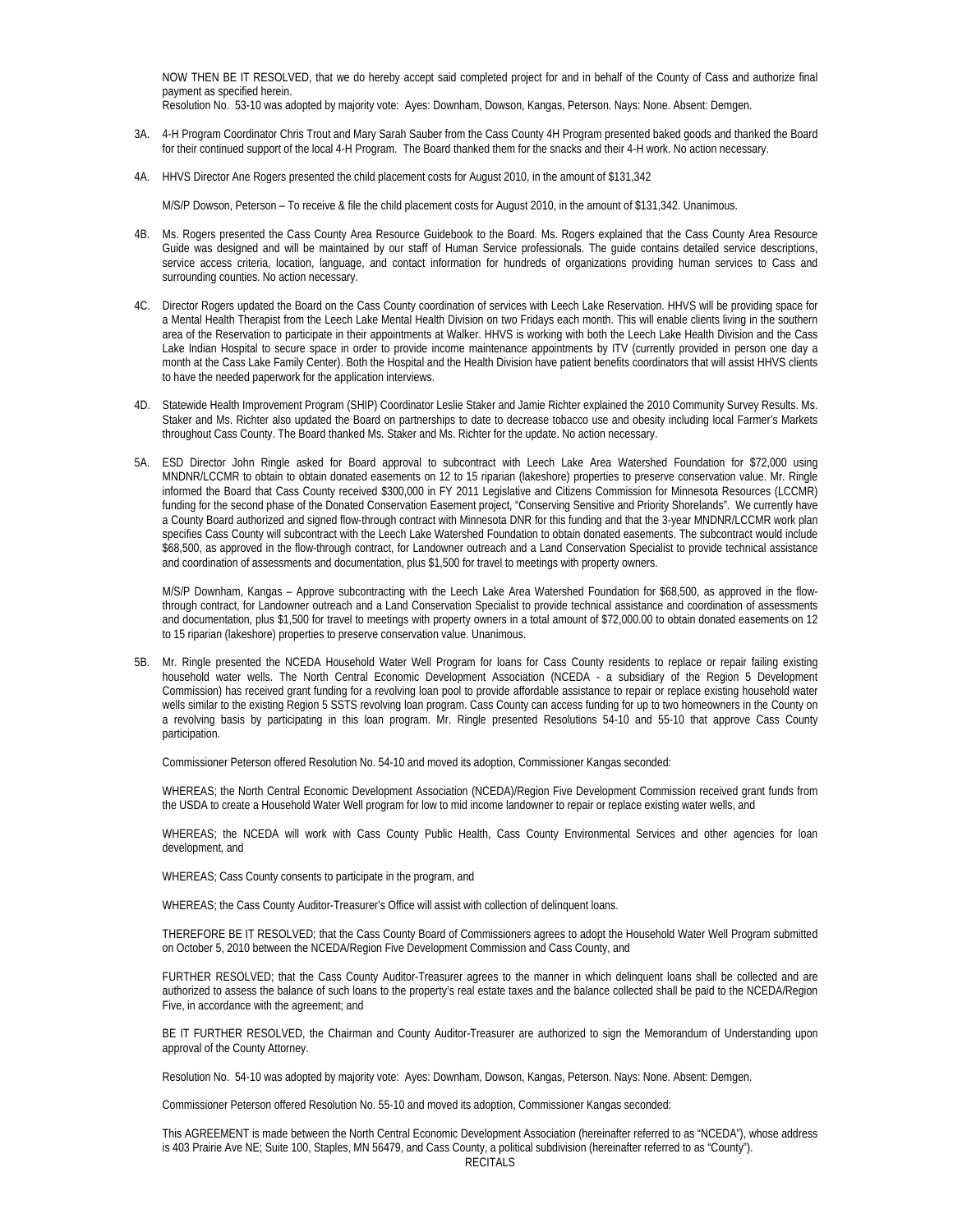NOW THEN BE IT RESOLVED, that we do hereby accept said completed project for and in behalf of the County of Cass and authorize final payment as specified herein.

Resolution No. 53-10 was adopted by majority vote: Ayes: Downham, Dowson, Kangas, Peterson. Nays: None. Absent: Demgen.

3A. 4-H Program Coordinator Chris Trout and Mary Sarah Sauber from the Cass County 4H Program presented baked goods and thanked the Board for their continued support of the local 4-H Program. The Board thanked them for the snacks and their 4-H work. No action necessary.

4A. HHVS Director Ane Rogers presented the child placement costs for August 2010, in the amount of $131,342

M/S/P Dowson, Peterson – To receive & file the child placement costs for August 2010, in the amount of $131,342. Unanimous.

4B. Ms. Rogers presented the Cass County Area Resource Guidebook to the Board. Ms. Rogers explained that the Cass County Area Resource Guide was designed and will be maintained by our staff of Human Service professionals. The guide contains detailed service descriptions, service access criteria, location, language, and contact information for hundreds of organizations providing human services to Cass and surrounding counties. No action necessary.

4C. Director Rogers updated the Board on the Cass County coordination of services with Leech Lake Reservation. HHVS will be providing space for a Mental Health Therapist from the Leech Lake Mental Health Division on two Fridays each month. This will enable clients living in the southern area of the Reservation to participate in their appointments at Walker. HHVS is working with both the Leech Lake Health Division and the Cass Lake Indian Hospital to secure space in order to provide income maintenance appointments by ITV (currently provided in person one day a month at the Cass Lake Family Center). Both the Hospital and the Health Division have patient benefits coordinators that will assist HHVS clients to have the needed paperwork for the application interviews.

4D. Statewide Health Improvement Program (SHIP) Coordinator Leslie Staker and Jamie Richter explained the 2010 Community Survey Results. Ms. Staker and Ms. Richter also updated the Board on partnerships to date to decrease tobacco use and obesity including local Farmer's Markets throughout Cass County. The Board thanked Ms. Staker and Ms. Richter for the update. No action necessary.

5A. ESD Director John Ringle asked for Board approval to subcontract with Leech Lake Area Watershed Foundation for $72,000 using MNDNR/LCCMR to obtain to obtain donated easements on 12 to 15 riparian (lakeshore) properties to preserve conservation value. Mr. Ringle informed the Board that Cass County received $300,000 in FY 2011 Legislative and Citizens Commission for Minnesota Resources (LCCMR) funding for the second phase of the Donated Conservation Easement project, "Conserving Sensitive and Priority Shorelands". We currently have a County Board authorized and signed flow-through contract with Minnesota DNR for this funding and that the 3-year MNDNR/LCCMR work plan specifies Cass County will subcontract with the Leech Lake Watershed Foundation to obtain donated easements. The subcontract would include $68,500, as approved in the flow-through contract, for Landowner outreach and a Land Conservation Specialist to provide technical assistance and coordination of assessments and documentation, plus $1,500 for travel to meetings with property owners.

M/S/P Downham, Kangas – Approve subcontracting with the Leech Lake Area Watershed Foundation for $68,500, as approved in the flow-through contract, for Landowner outreach and a Land Conservation Specialist to provide technical assistance and coordination of assessments and documentation, plus $1,500 for travel to meetings with property owners in a total amount of $72,000.00 to obtain donated easements on 12 to 15 riparian (lakeshore) properties to preserve conservation value. Unanimous.

5B. Mr. Ringle presented the NCEDA Household Water Well Program for loans for Cass County residents to replace or repair failing existing household water wells. The North Central Economic Development Association (NCEDA - a subsidiary of the Region 5 Development Commission) has received grant funding for a revolving loan pool to provide affordable assistance to repair or replace existing household water wells similar to the existing Region 5 SSTS revolving loan program. Cass County can access funding for up to two homeowners in the County on a revolving basis by participating in this loan program. Mr. Ringle presented Resolutions 54-10 and 55-10 that approve Cass County participation.

Commissioner Peterson offered Resolution No. 54-10 and moved its adoption, Commissioner Kangas seconded:

WHEREAS; the North Central Economic Development Association (NCEDA)/Region Five Development Commission received grant funds from the USDA to create a Household Water Well program for low to mid income landowner to repair or replace existing water wells, and

WHEREAS; the NCEDA will work with Cass County Public Health, Cass County Environmental Services and other agencies for loan development, and

WHEREAS; Cass County consents to participate in the program, and

WHEREAS; the Cass County Auditor-Treasurer's Office will assist with collection of delinquent loans.

THEREFORE BE IT RESOLVED; that the Cass County Board of Commissioners agrees to adopt the Household Water Well Program submitted on October 5, 2010 between the NCEDA/Region Five Development Commission and Cass County, and

FURTHER RESOLVED; that the Cass County Auditor-Treasurer agrees to the manner in which delinquent loans shall be collected and are authorized to assess the balance of such loans to the property's real estate taxes and the balance collected shall be paid to the NCEDA/Region Five, in accordance with the agreement; and

BE IT FURTHER RESOLVED, the Chairman and County Auditor-Treasurer are authorized to sign the Memorandum of Understanding upon approval of the County Attorney.

Resolution No. 54-10 was adopted by majority vote: Ayes: Downham, Dowson, Kangas, Peterson. Nays: None. Absent: Demgen.

Commissioner Peterson offered Resolution No. 55-10 and moved its adoption, Commissioner Kangas seconded:

This AGREEMENT is made between the North Central Economic Development Association (hereinafter referred to as "NCEDA"), whose address is 403 Prairie Ave NE; Suite 100, Staples, MN 56479, and Cass County, a political subdivision (hereinafter referred to as "County").

RECITALS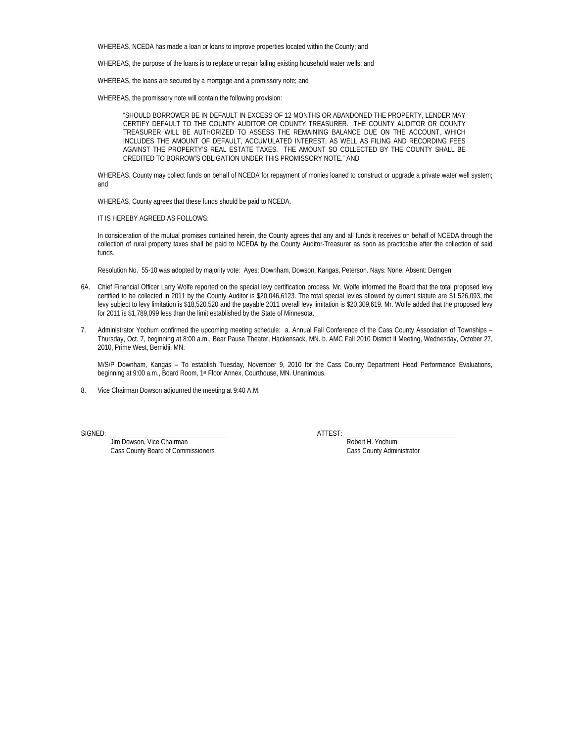WHEREAS, NCEDA has made a loan or loans to improve properties located within the County; and

WHEREAS, the purpose of the loans is to replace or repair failing existing household water wells; and

WHEREAS, the loans are secured by a mortgage and a promissory note; and

WHEREAS, the promissory note will contain the following provision:

> "SHOULD BORROWER BE IN DEFAULT IN EXCESS OF 12 MONTHS OR ABANDONED THE PROPERTY, LENDER MAY CERTIFY DEFAULT TO THE COUNTY AUDITOR OR COUNTY TREASURER. THE COUNTY AUDITOR OR COUNTY TREASURER WILL BE AUTHORIZED TO ASSESS THE REMAINING BALANCE DUE ON THE ACCOUNT, WHICH INCLUDES THE AMOUNT OF DEFAULT, ACCUMULATED INTEREST, AS WELL AS FILING AND RECORDING FEES AGAINST THE PROPERTY'S REAL ESTATE TAXES. THE AMOUNT SO COLLECTED BY THE COUNTY SHALL BE CREDITED TO BORROW'S OBLIGATION UNDER THIS PROMISSORY NOTE." AND

WHEREAS, County may collect funds on behalf of NCEDA for repayment of monies loaned to construct or upgrade a private water well system; and

WHEREAS, County agrees that these funds should be paid to NCEDA.

IT IS HEREBY AGREED AS FOLLOWS:

In consideration of the mutual promises contained herein, the County agrees that any and all funds it receives on behalf of NCEDA through the collection of rural property taxes shall be paid to NCEDA by the County Auditor-Treasurer as soon as practicable after the collection of said funds.

Resolution No. 55-10 was adopted by majority vote: Ayes: Downham, Dowson, Kangas, Peterson. Nays: None. Absent: Demgen

6A. Chief Financial Officer Larry Wolfe reported on the special levy certification process. Mr. Wolfe informed the Board that the total proposed levy certified to be collected in 2011 by the County Auditor is $20,046,6123. The total special levies allowed by current statute are $1,526,093, the levy subject to levy limitation is $18,520,520 and the payable 2011 overall levy limitation is $20,309,619. Mr. Wolfe added that the proposed levy for 2011 is $1,789,099 less than the limit established by the State of Minnesota.

7. Administrator Yochum confirmed the upcoming meeting schedule: a. Annual Fall Conference of the Cass County Association of Townships – Thursday, Oct. 7, beginning at 8:00 a.m., Bear Pause Theater, Hackensack, MN. b. AMC Fall 2010 District II Meeting, Wednesday, October 27, 2010, Prime West, Bemidji, MN.

   M/S/P Downham, Kangas – To establish Tuesday, November 9, 2010 for the Cass County Department Head Performance Evaluations, beginning at 9:00 a.m., Board Room, 1st Floor Annex, Courthouse, MN. Unanimous.

8. Vice Chairman Dowson adjourned the meeting at 9:40 A.M.

SIGNED: ______________________________
Jim Dowson, Vice Chairman
Cass County Board of Commissioners

ATTEST: ______________________________
Robert H. Yochum
Cass County Administrator